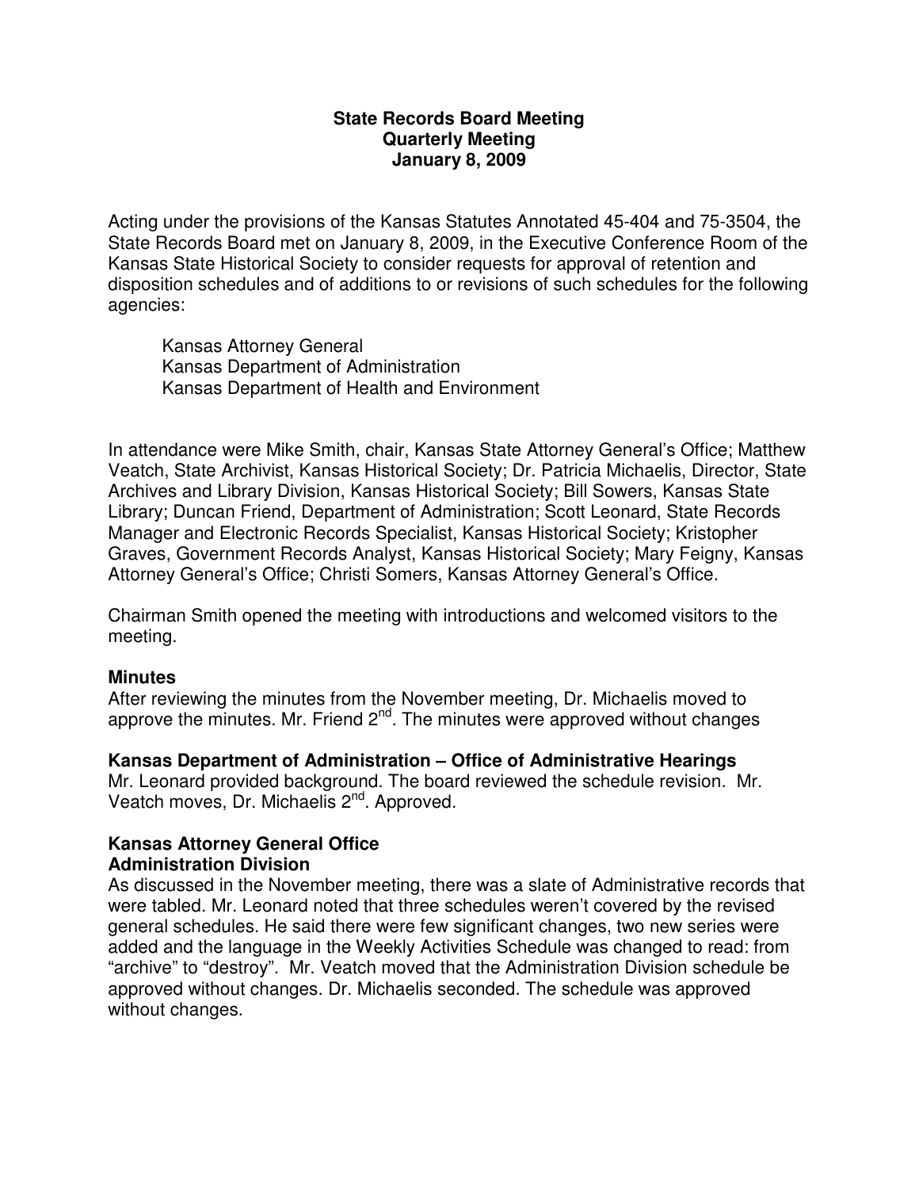**State Records Board Meeting**
**Quarterly Meeting**
**January 8, 2009**

Acting under the provisions of the Kansas Statutes Annotated 45-404 and 75-3504, the State Records Board met on January 8, 2009, in the Executive Conference Room of the Kansas State Historical Society to consider requests for approval of retention and disposition schedules and of additions to or revisions of such schedules for the following agencies:

Kansas Attorney General
Kansas Department of Administration
Kansas Department of Health and Environment

In attendance were Mike Smith, chair, Kansas State Attorney General's Office; Matthew Veatch, State Archivist, Kansas Historical Society; Dr. Patricia Michaelis, Director, State Archives and Library Division, Kansas Historical Society; Bill Sowers, Kansas State Library; Duncan Friend, Department of Administration; Scott Leonard, State Records Manager and Electronic Records Specialist, Kansas Historical Society; Kristopher Graves, Government Records Analyst, Kansas Historical Society; Mary Feigny, Kansas Attorney General's Office; Christi Somers, Kansas Attorney General's Office.

Chairman Smith opened the meeting with introductions and welcomed visitors to the meeting.

**Minutes**
After reviewing the minutes from the November meeting, Dr. Michaelis moved to approve the minutes. Mr. Friend 2nd. The minutes were approved without changes

**Kansas Department of Administration – Office of Administrative Hearings**
Mr. Leonard provided background. The board reviewed the schedule revision. Mr. Veatch moves, Dr. Michaelis 2nd. Approved.

**Kansas Attorney General Office**
**Administration Division**
As discussed in the November meeting, there was a slate of Administrative records that were tabled. Mr. Leonard noted that three schedules weren't covered by the revised general schedules. He said there were few significant changes, two new series were added and the language in the Weekly Activities Schedule was changed to read: from "archive" to "destroy". Mr. Veatch moved that the Administration Division schedule be approved without changes. Dr. Michaelis seconded. The schedule was approved without changes.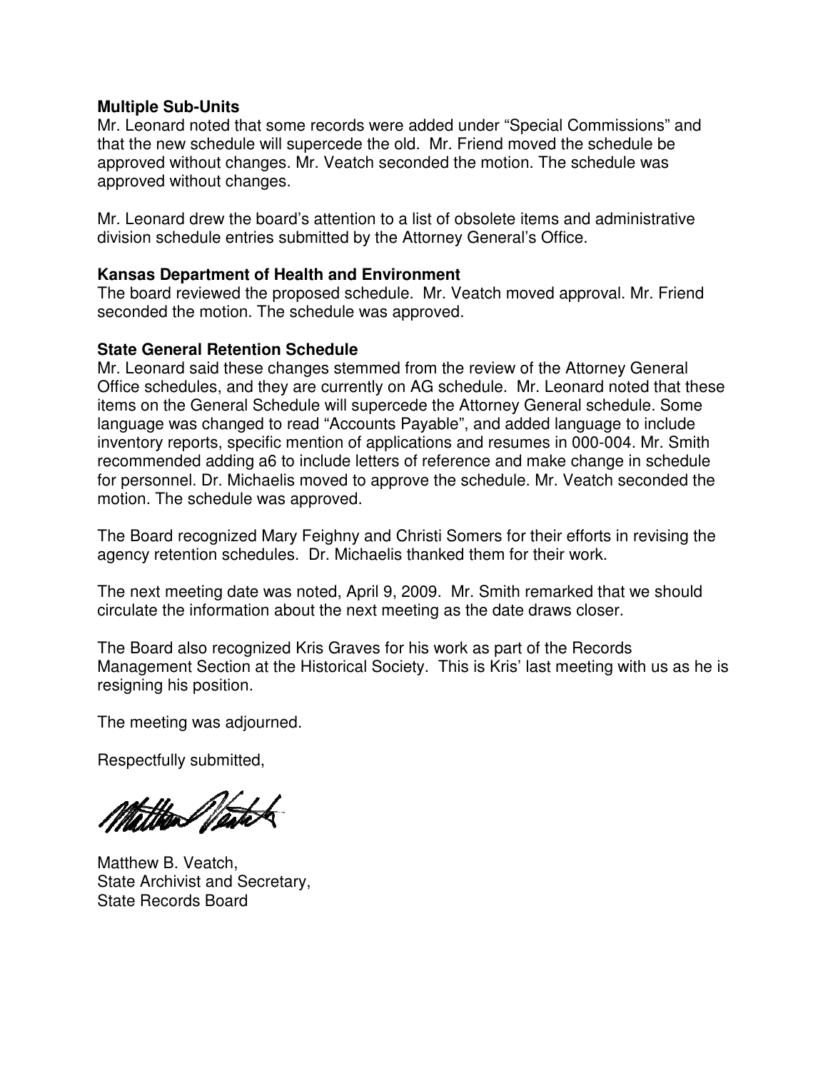**Multiple Sub-Units**
Mr. Leonard noted that some records were added under "Special Commissions" and that the new schedule will supercede the old. Mr. Friend moved the schedule be approved without changes. Mr. Veatch seconded the motion. The schedule was approved without changes.

Mr. Leonard drew the board's attention to a list of obsolete items and administrative division schedule entries submitted by the Attorney General's Office.

**Kansas Department of Health and Environment**
The board reviewed the proposed schedule. Mr. Veatch moved approval. Mr. Friend seconded the motion. The schedule was approved.

**State General Retention Schedule**
Mr. Leonard said these changes stemmed from the review of the Attorney General Office schedules, and they are currently on AG schedule. Mr. Leonard noted that these items on the General Schedule will supercede the Attorney General schedule. Some language was changed to read "Accounts Payable", and added language to include inventory reports, specific mention of applications and resumes in 000-004. Mr. Smith recommended adding a6 to include letters of reference and make change in schedule for personnel. Dr. Michaelis moved to approve the schedule. Mr. Veatch seconded the motion. The schedule was approved.

The Board recognized Mary Feighny and Christi Somers for their efforts in revising the agency retention schedules. Dr. Michaelis thanked them for their work.

The next meeting date was noted, April 9, 2009. Mr. Smith remarked that we should circulate the information about the next meeting as the date draws closer.

The Board also recognized Kris Graves for his work as part of the Records Management Section at the Historical Society. This is Kris' last meeting with us as he is resigning his position.

The meeting was adjourned.

Respectfully submitted,

Matthew B. Veatch,
State Archivist and Secretary,
State Records Board